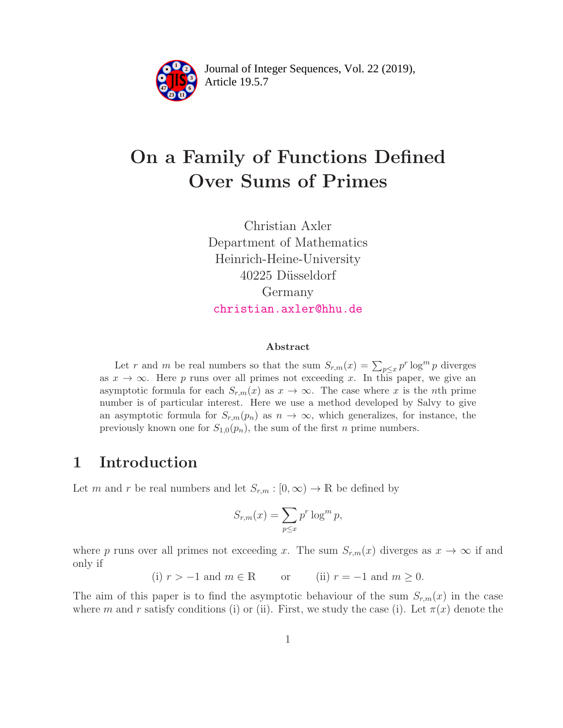# On a Family of Functions Defined Over Sums of Primes

Christian Axler
Department of Mathematics
Heinrich-Heine-University
40225 Düsseldorf
Germany
christian.axler@hhu.de

### Abstract

Let $r$ and $m$ be real numbers so that the sum $S_{r,m}(x) = \sum_{p \leq x} p^r \log^m p$ diverges as $x \to \infty$. Here $p$ runs over all primes not exceeding $x$. In this paper, we give an asymptotic formula for each $S_{r,m}(x)$ as $x \to \infty$. The case where $x$ is the $n$th prime number is of particular interest. Here we use a method developed by Salvy to give an asymptotic formula for $S_{r,m}(p_n)$ as $n \to \infty$, which generalizes, for instance, the previously known one for $S_{1,0}(p_n)$, the sum of the first $n$ prime numbers.

## 1 Introduction

Let $m$ and $r$ be real numbers and let $S_{r,m} : [0, \infty) \to \mathbb{R}$ be defined by

$$S_{r,m}(x) = \sum_{p \leq x} p^r \log^m p,$$

where $p$ runs over all primes not exceeding $x$. The sum $S_{r,m}(x)$ diverges as $x \to \infty$ if and only if

(i) $r > -1$ and $m \in \mathbb{R}$ or (ii) $r = -1$ and $m \geq 0$.

The aim of this paper is to find the asymptotic behaviour of the sum $S_{r,m}(x)$ in the case where $m$ and $r$ satisfy conditions (i) or (ii). First, we study the case (i). Let $\pi(x)$ denote the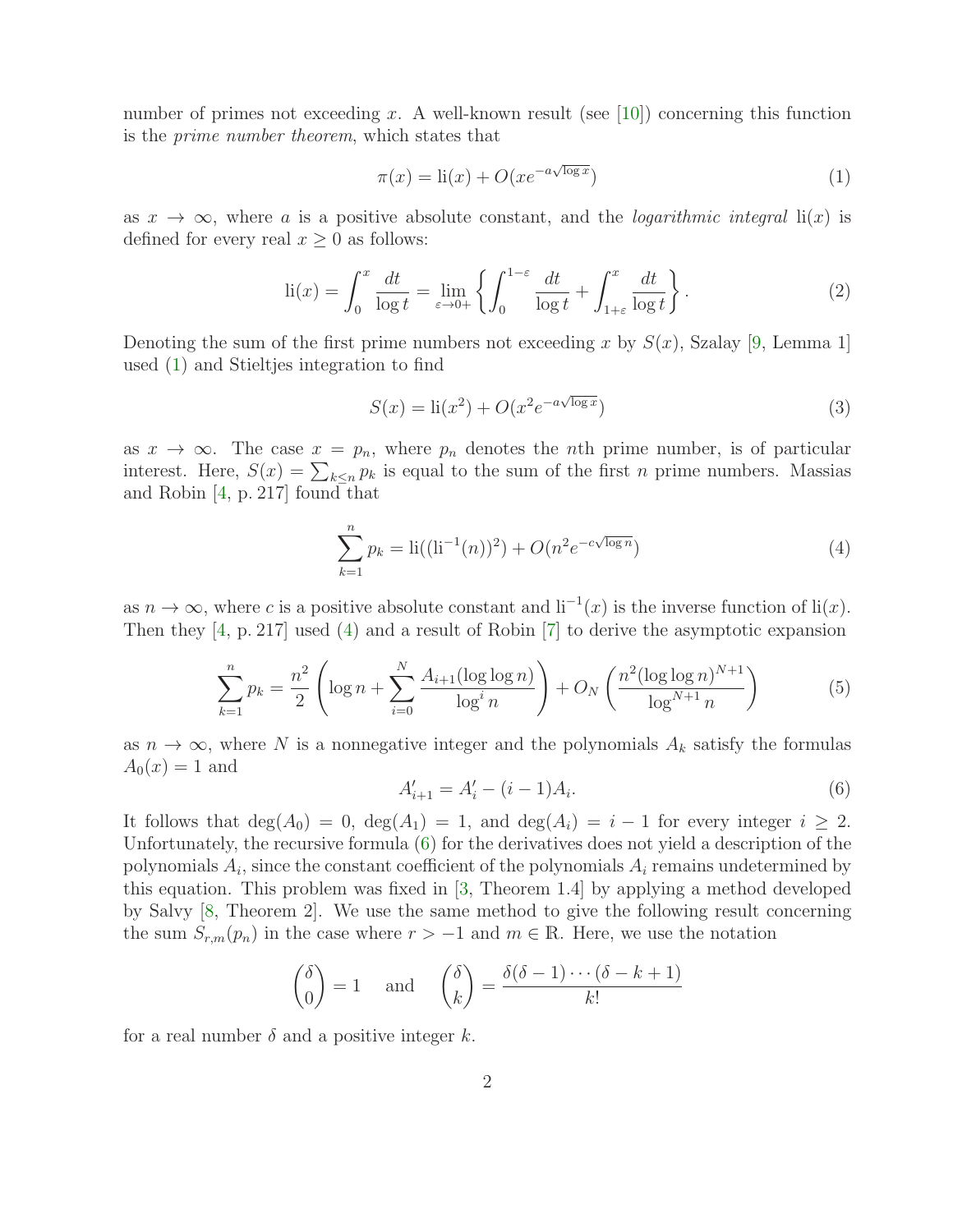number of primes not exceeding $x$. A well-known result (see [10]) concerning this function is the *prime number theorem*, which states that

$$\pi(x) = \mathrm{li}(x) + O(xe^{-a\sqrt{\log x}}) \tag{1}$$

as $x \to \infty$, where $a$ is a positive absolute constant, and the *logarithmic integral* $\mathrm{li}(x)$ is defined for every real $x \geq 0$ as follows:

$$\mathrm{li}(x) = \int_0^x \frac{dt}{\log t} = \lim_{\varepsilon \to 0+} \left\{ \int_0^{1-\varepsilon} \frac{dt}{\log t} + \int_{1+\varepsilon}^x \frac{dt}{\log t} \right\}. \tag{2}$$

Denoting the sum of the first prime numbers not exceeding $x$ by $S(x)$, Szalay [9, Lemma 1] used (1) and Stieltjes integration to find

$$S(x) = \mathrm{li}(x^2) + O(x^2 e^{-a\sqrt{\log x}}) \tag{3}$$

as $x \to \infty$. The case $x = p_n$, where $p_n$ denotes the $n$th prime number, is of particular interest. Here, $S(x) = \sum_{k \leq n} p_k$ is equal to the sum of the first $n$ prime numbers. Massias and Robin [4, p. 217] found that

$$\sum_{k=1}^{n} p_k = \mathrm{li}((\mathrm{li}^{-1}(n))^2) + O(n^2 e^{-c\sqrt{\log n}}) \tag{4}$$

as $n \to \infty$, where $c$ is a positive absolute constant and $\mathrm{li}^{-1}(x)$ is the inverse function of $\mathrm{li}(x)$. Then they [4, p. 217] used (4) and a result of Robin [7] to derive the asymptotic expansion

$$\sum_{k=1}^{n} p_k = \frac{n^2}{2} \left( \log n + \sum_{i=0}^{N} \frac{A_{i+1}(\log \log n)}{\log^i n} \right) + O_N \left( \frac{n^2 (\log \log n)^{N+1}}{\log^{N+1} n} \right) \tag{5}$$

as $n \to \infty$, where $N$ is a nonnegative integer and the polynomials $A_k$ satisfy the formulas $A_0(x) = 1$ and

$$A'_{i+1} = A'_i - (i-1)A_i. \tag{6}$$

It follows that $\deg(A_0) = 0$, $\deg(A_1) = 1$, and $\deg(A_i) = i - 1$ for every integer $i \geq 2$. Unfortunately, the recursive formula (6) for the derivatives does not yield a description of the polynomials $A_i$, since the constant coefficient of the polynomials $A_i$ remains undetermined by this equation. This problem was fixed in [3, Theorem 1.4] by applying a method developed by Salvy [8, Theorem 2]. We use the same method to give the following result concerning the sum $S_{r,m}(p_n)$ in the case where $r > -1$ and $m \in \mathbb{R}$. Here, we use the notation

$$\binom{\delta}{0} = 1 \quad \text{and} \quad \binom{\delta}{k} = \frac{\delta(\delta-1)\cdots(\delta-k+1)}{k!}$$

for a real number $\delta$ and a positive integer $k$.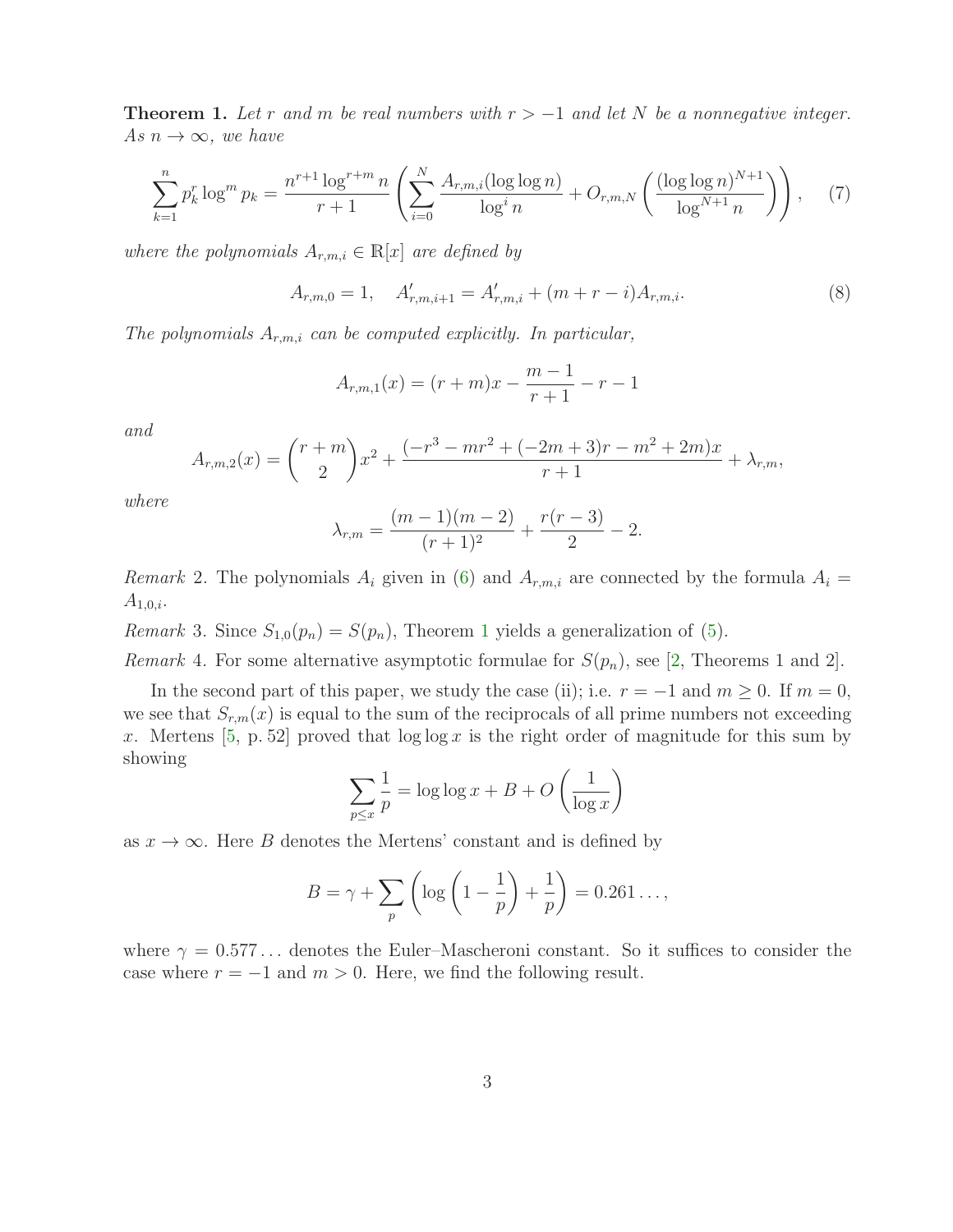**Theorem 1.** *Let $r$ and $m$ be real numbers with $r > -1$ and let $N$ be a nonnegative integer. As $n \to \infty$, we have*

$$\sum_{k=1}^{n} p_k^r \log^m p_k = \frac{n^{r+1} \log^{r+m} n}{r+1} \left( \sum_{i=0}^{N} \frac{A_{r,m,i}(\log\log n)}{\log^i n} + O_{r,m,N}\left( \frac{(\log\log n)^{N+1}}{\log^{N+1} n} \right) \right), \quad (7)$$

*where the polynomials $A_{r,m,i} \in \mathbb{R}[x]$ are defined by*

$$A_{r,m,0} = 1, \quad A'_{r,m,i+1} = A'_{r,m,i} + (m + r - i)A_{r,m,i}. \quad (8)$$

*The polynomials $A_{r,m,i}$ can be computed explicitly. In particular,*

$$A_{r,m,1}(x) = (r+m)x - \frac{m-1}{r+1} - r - 1$$

*and*

$$A_{r,m,2}(x) = \binom{r+m}{2}x^2 + \frac{(-r^3 - mr^2 + (-2m+3)r - m^2 + 2m)x}{r+1} + \lambda_{r,m},$$

*where*

$$\lambda_{r,m} = \frac{(m-1)(m-2)}{(r+1)^2} + \frac{r(r-3)}{2} - 2.$$

*Remark* 2. The polynomials $A_i$ given in (6) and $A_{r,m,i}$ are connected by the formula $A_i = A_{1,0,i}$.

*Remark* 3. Since $S_{1,0}(p_n) = S(p_n)$, Theorem 1 yields a generalization of (5).

*Remark* 4. For some alternative asymptotic formulae for $S(p_n)$, see [2, Theorems 1 and 2].

In the second part of this paper, we study the case (ii); i.e. $r = -1$ and $m \geq 0$. If $m = 0$, we see that $S_{r,m}(x)$ is equal to the sum of the reciprocals of all prime numbers not exceeding $x$. Mertens [5, p. 52] proved that $\log\log x$ is the right order of magnitude for this sum by showing

$$\sum_{p \leq x} \frac{1}{p} = \log\log x + B + O\left(\frac{1}{\log x}\right)$$

as $x \to \infty$. Here $B$ denotes the Mertens' constant and is defined by

$$B = \gamma + \sum_{p} \left( \log\left(1 - \frac{1}{p}\right) + \frac{1}{p} \right) = 0.261\ldots,$$

where $\gamma = 0.577\ldots$ denotes the Euler–Mascheroni constant. So it suffices to consider the case where $r = -1$ and $m > 0$. Here, we find the following result.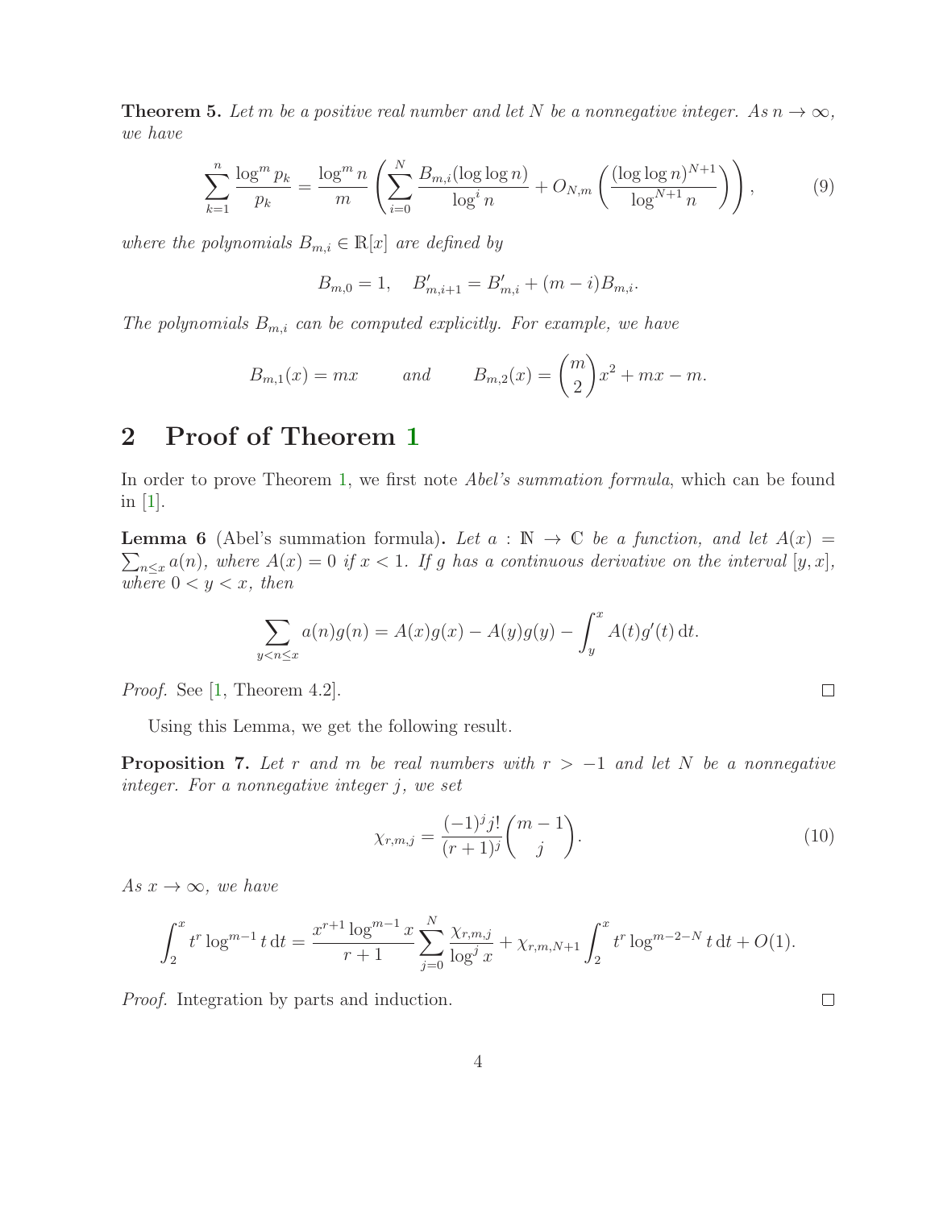**Theorem 5.** *Let $m$ be a positive real number and let $N$ be a nonnegative integer. As $n \to \infty$, we have*

$$\sum_{k=1}^{n} \frac{\log^m p_k}{p_k} = \frac{\log^m n}{m} \left( \sum_{i=0}^{N} \frac{B_{m,i}(\log\log n)}{\log^i n} + O_{N,m}\left( \frac{(\log\log n)^{N+1}}{\log^{N+1} n} \right) \right), \tag{9}$$

*where the polynomials $B_{m,i} \in \mathbb{R}[x]$ are defined by*

$$B_{m,0} = 1, \quad B'_{m,i+1} = B'_{m,i} + (m-i)B_{m,i}.$$

*The polynomials $B_{m,i}$ can be computed explicitly. For example, we have*

$$B_{m,1}(x) = mx \qquad \text{and} \qquad B_{m,2}(x) = \binom{m}{2}x^2 + mx - m.$$

## 2 Proof of Theorem 1

In order to prove Theorem 1, we first note *Abel's summation formula*, which can be found in [1].

**Lemma 6** (Abel's summation formula)**.** *Let $a : \mathbb{N} \to \mathbb{C}$ be a function, and let $A(x) = \sum_{n \leq x} a(n)$, where $A(x) = 0$ if $x < 1$. If $g$ has a continuous derivative on the interval $[y, x]$, where $0 < y < x$, then*

$$\sum_{y < n \leq x} a(n)g(n) = A(x)g(x) - A(y)g(y) - \int_y^x A(t)g'(t)\,\mathrm{d}t.$$

*Proof.* See [1, Theorem 4.2]. □

Using this Lemma, we get the following result.

**Proposition 7.** *Let $r$ and $m$ be real numbers with $r > -1$ and let $N$ be a nonnegative integer. For a nonnegative integer $j$, we set*

$$\chi_{r,m,j} = \frac{(-1)^j j!}{(r+1)^j}\binom{m-1}{j}. \tag{10}$$

*As $x \to \infty$, we have*

$$\int_2^x t^r \log^{m-1} t\,\mathrm{d}t = \frac{x^{r+1}\log^{m-1} x}{r+1} \sum_{j=0}^{N} \frac{\chi_{r,m,j}}{\log^j x} + \chi_{r,m,N+1} \int_2^x t^r \log^{m-2-N} t\,\mathrm{d}t + O(1).$$

*Proof.* Integration by parts and induction. □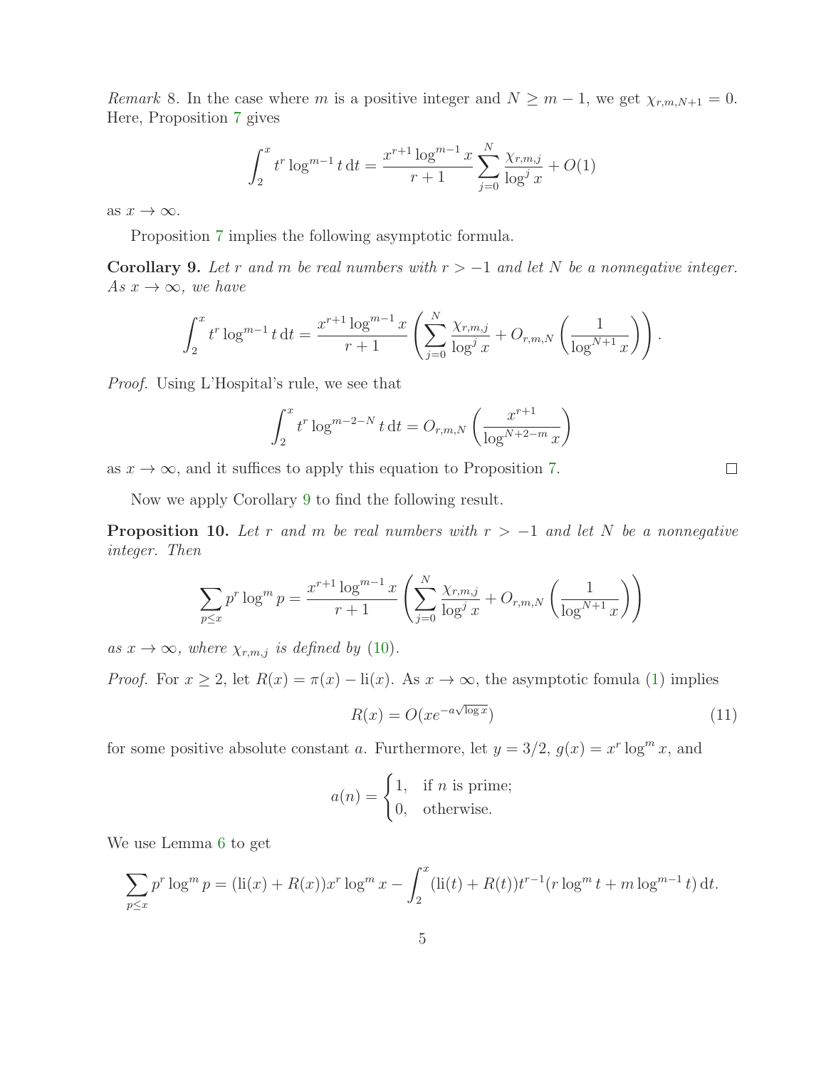*Remark* 8. In the case where $m$ is a positive integer and $N \geq m-1$, we get $\chi_{r,m,N+1} = 0$. Here, Proposition 7 gives

$$\int_2^x t^r \log^{m-1} t \,\mathrm{d}t = \frac{x^{r+1} \log^{m-1} x}{r+1} \sum_{j=0}^{N} \frac{\chi_{r,m,j}}{\log^j x} + O(1)$$

as $x \to \infty$.

Proposition 7 implies the following asymptotic formula.

**Corollary 9.** *Let $r$ and $m$ be real numbers with $r > -1$ and let $N$ be a nonnegative integer. As $x \to \infty$, we have*

$$\int_2^x t^r \log^{m-1} t \,\mathrm{d}t = \frac{x^{r+1} \log^{m-1} x}{r+1} \left( \sum_{j=0}^{N} \frac{\chi_{r,m,j}}{\log^j x} + O_{r,m,N}\left( \frac{1}{\log^{N+1} x} \right) \right).$$

*Proof.* Using L'Hospital's rule, we see that

$$\int_2^x t^r \log^{m-2-N} t \,\mathrm{d}t = O_{r,m,N}\left( \frac{x^{r+1}}{\log^{N+2-m} x} \right)$$

as $x \to \infty$, and it suffices to apply this equation to Proposition 7. □

Now we apply Corollary 9 to find the following result.

**Proposition 10.** *Let $r$ and $m$ be real numbers with $r > -1$ and let $N$ be a nonnegative integer. Then*

$$\sum_{p \leq x} p^r \log^m p = \frac{x^{r+1} \log^{m-1} x}{r+1} \left( \sum_{j=0}^{N} \frac{\chi_{r,m,j}}{\log^j x} + O_{r,m,N}\left( \frac{1}{\log^{N+1} x} \right) \right)$$

*as $x \to \infty$, where $\chi_{r,m,j}$ is defined by* (10).

*Proof.* For $x \geq 2$, let $R(x) = \pi(x) - \mathrm{li}(x)$. As $x \to \infty$, the asymptotic fomula (1) implies

$$R(x) = O(xe^{-a\sqrt{\log x}}) \tag{11}$$

for some positive absolute constant $a$. Furthermore, let $y = 3/2$, $g(x) = x^r \log^m x$, and

$$a(n) = \begin{cases} 1, & \text{if } n \text{ is prime;} \\ 0, & \text{otherwise.} \end{cases}$$

We use Lemma 6 to get

$$\sum_{p \leq x} p^r \log^m p = (\mathrm{li}(x) + R(x)) x^r \log^m x - \int_2^x (\mathrm{li}(t) + R(t)) t^{r-1} (r \log^m t + m \log^{m-1} t) \,\mathrm{d}t.$$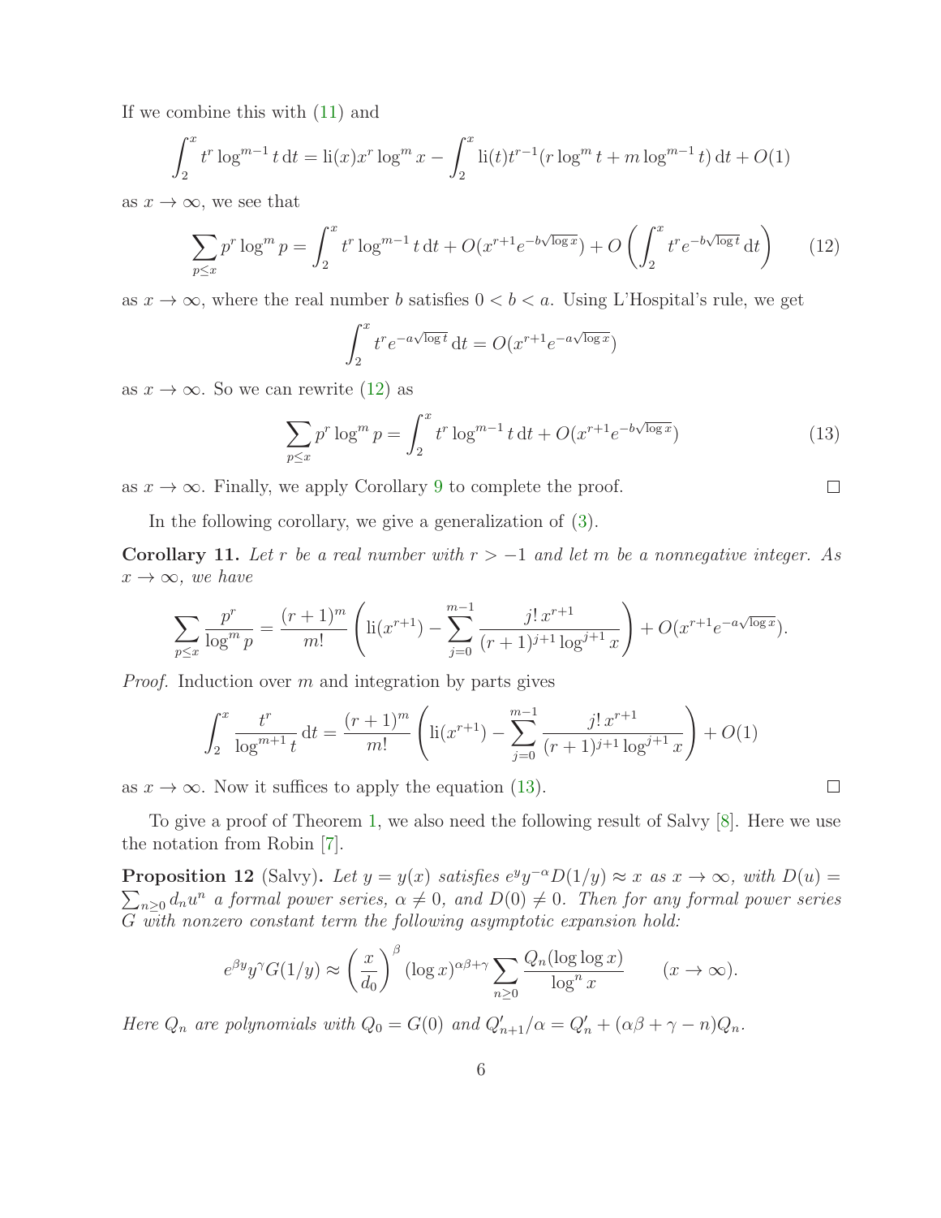If we combine this with (11) and

$$\int_2^x t^r \log^{m-1} t \, \mathrm{d}t = \mathrm{li}(x) x^r \log^m x - \int_2^x \mathrm{li}(t) t^{r-1}(r \log^m t + m \log^{m-1} t) \, \mathrm{d}t + O(1)$$

as $x \to \infty$, we see that

$$\sum_{p \leq x} p^r \log^m p = \int_2^x t^r \log^{m-1} t \, \mathrm{d}t + O(x^{r+1} e^{-b\sqrt{\log x}}) + O\left( \int_2^x t^r e^{-b\sqrt{\log t}} \, \mathrm{d}t \right) \tag{12}$$

as $x \to \infty$, where the real number $b$ satisfies $0 < b < a$. Using L'Hospital's rule, we get

$$\int_2^x t^r e^{-a\sqrt{\log t}} \, \mathrm{d}t = O(x^{r+1} e^{-a\sqrt{\log x}})$$

as $x \to \infty$. So we can rewrite (12) as

$$\sum_{p \leq x} p^r \log^m p = \int_2^x t^r \log^{m-1} t \, \mathrm{d}t + O(x^{r+1} e^{-b\sqrt{\log x}}) \tag{13}$$

as $x \to \infty$. Finally, we apply Corollary 9 to complete the proof. □

In the following corollary, we give a generalization of (3).

**Corollary 11.** *Let $r$ be a real number with $r > -1$ and let $m$ be a nonnegative integer. As $x \to \infty$, we have*

$$\sum_{p \leq x} \frac{p^r}{\log^m p} = \frac{(r+1)^m}{m!} \left( \mathrm{li}(x^{r+1}) - \sum_{j=0}^{m-1} \frac{j! \, x^{r+1}}{(r+1)^{j+1} \log^{j+1} x} \right) + O(x^{r+1} e^{-a\sqrt{\log x}}).$$

*Proof.* Induction over $m$ and integration by parts gives

$$\int_2^x \frac{t^r}{\log^{m+1} t} \, \mathrm{d}t = \frac{(r+1)^m}{m!} \left( \mathrm{li}(x^{r+1}) - \sum_{j=0}^{m-1} \frac{j! \, x^{r+1}}{(r+1)^{j+1} \log^{j+1} x} \right) + O(1)$$

as $x \to \infty$. Now it suffices to apply the equation (13). □

To give a proof of Theorem 1, we also need the following result of Salvy [8]. Here we use the notation from Robin [7].

**Proposition 12** (Salvy)**.** *Let $y = y(x)$ satisfies $e^y y^{-\alpha} D(1/y) \approx x$ as $x \to \infty$, with $D(u) = \sum_{n \geq 0} d_n u^n$ a formal power series, $\alpha \neq 0$, and $D(0) \neq 0$. Then for any formal power series $G$ with nonzero constant term the following asymptotic expansion hold:*

$$e^{\beta y} y^\gamma G(1/y) \approx \left( \frac{x}{d_0} \right)^\beta (\log x)^{\alpha\beta + \gamma} \sum_{n \geq 0} \frac{Q_n(\log \log x)}{\log^n x} \qquad (x \to \infty).$$

*Here $Q_n$ are polynomials with $Q_0 = G(0)$ and $Q'_{n+1}/\alpha = Q'_n + (\alpha\beta + \gamma - n) Q_n$.*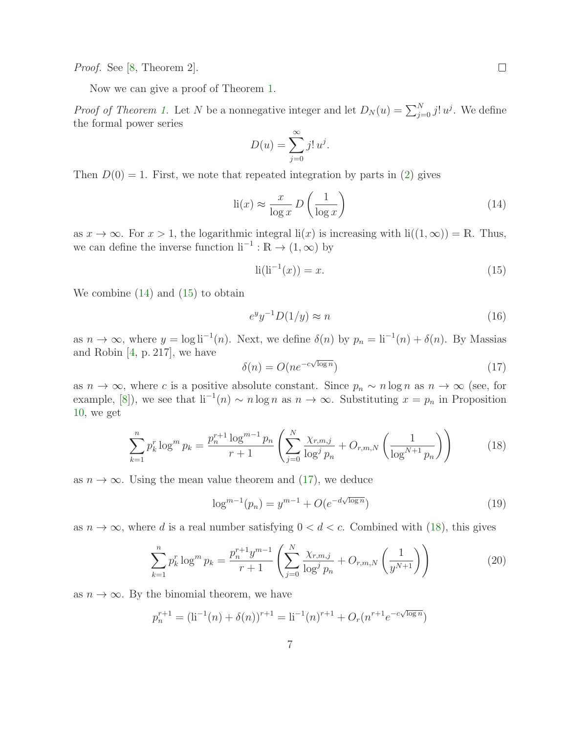*Proof.* See [8, Theorem 2]. □

Now we can give a proof of Theorem 1.

*Proof of Theorem 1.* Let $N$ be a nonnegative integer and let $D_N(u) = \sum_{j=0}^{N} j!\, u^j$. We define the formal power series

$$D(u) = \sum_{j=0}^{\infty} j!\, u^j.$$

Then $D(0) = 1$. First, we note that repeated integration by parts in (2) gives

$$\mathrm{li}(x) \approx \frac{x}{\log x} D\left(\frac{1}{\log x}\right) \tag{14}$$

as $x \to \infty$. For $x > 1$, the logarithmic integral $\mathrm{li}(x)$ is increasing with $\mathrm{li}((1, \infty)) = \mathbb{R}$. Thus, we can define the inverse function $\mathrm{li}^{-1} : \mathbb{R} \to (1, \infty)$ by

$$\mathrm{li}(\mathrm{li}^{-1}(x)) = x. \tag{15}$$

We combine (14) and (15) to obtain

$$e^y y^{-1} D(1/y) \approx n \tag{16}$$

as $n \to \infty$, where $y = \log \mathrm{li}^{-1}(n)$. Next, we define $\delta(n)$ by $p_n = \mathrm{li}^{-1}(n) + \delta(n)$. By Massias and Robin [4, p. 217], we have

$$\delta(n) = O(ne^{-c\sqrt{\log n}}) \tag{17}$$

as $n \to \infty$, where $c$ is a positive absolute constant. Since $p_n \sim n \log n$ as $n \to \infty$ (see, for example, [8]), we see that $\mathrm{li}^{-1}(n) \sim n \log n$ as $n \to \infty$. Substituting $x = p_n$ in Proposition 10, we get

$$\sum_{k=1}^{n} p_k^r \log^m p_k = \frac{p_n^{r+1} \log^{m-1} p_n}{r+1} \left( \sum_{j=0}^{N} \frac{\chi_{r,m,j}}{\log^j p_n} + O_{r,m,N}\left(\frac{1}{\log^{N+1} p_n}\right) \right) \tag{18}$$

as $n \to \infty$. Using the mean value theorem and (17), we deduce

$$\log^{m-1}(p_n) = y^{m-1} + O(e^{-d\sqrt{\log n}}) \tag{19}$$

as $n \to \infty$, where $d$ is a real number satisfying $0 < d < c$. Combined with (18), this gives

$$\sum_{k=1}^{n} p_k^r \log^m p_k = \frac{p_n^{r+1} y^{m-1}}{r+1} \left( \sum_{j=0}^{N} \frac{\chi_{r,m,j}}{\log^j p_n} + O_{r,m,N}\left(\frac{1}{y^{N+1}}\right) \right) \tag{20}$$

as $n \to \infty$. By the binomial theorem, we have

$$p_n^{r+1} = (\mathrm{li}^{-1}(n) + \delta(n))^{r+1} = \mathrm{li}^{-1}(n)^{r+1} + O_r(n^{r+1} e^{-c\sqrt{\log n}})$$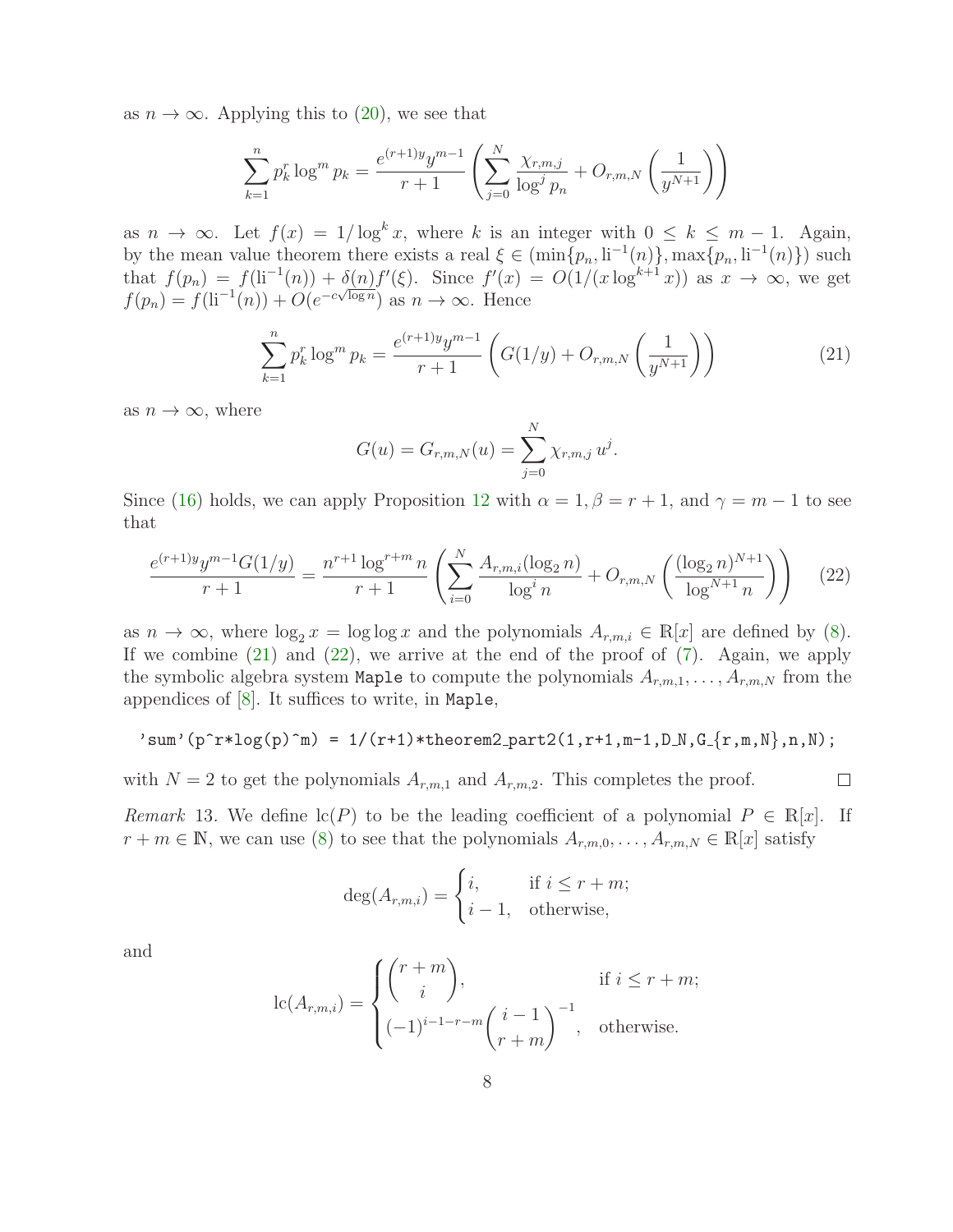as $n \to \infty$. Applying this to (20), we see that

$$\sum_{k=1}^{n} p_k^r \log^m p_k = \frac{e^{(r+1)y} y^{m-1}}{r+1} \left( \sum_{j=0}^{N} \frac{\chi_{r,m,j}}{\log^j p_n} + O_{r,m,N}\left( \frac{1}{y^{N+1}} \right) \right)$$

as $n \to \infty$. Let $f(x) = 1/\log^k x$, where $k$ is an integer with $0 \leq k \leq m-1$. Again, by the mean value theorem there exists a real $\xi \in (\min\{p_n, \mathrm{li}^{-1}(n)\}, \max\{p_n, \mathrm{li}^{-1}(n)\})$ such that $f(p_n) = f(\mathrm{li}^{-1}(n)) + \delta(n) f'(\xi)$. Since $f'(x) = O(1/(x \log^{k+1} x))$ as $x \to \infty$, we get $f(p_n) = f(\mathrm{li}^{-1}(n)) + O(e^{-c\sqrt{\log n}})$ as $n \to \infty$. Hence

$$\sum_{k=1}^{n} p_k^r \log^m p_k = \frac{e^{(r+1)y} y^{m-1}}{r+1} \left( G(1/y) + O_{r,m,N}\left( \frac{1}{y^{N+1}} \right) \right) \tag{21}$$

as $n \to \infty$, where

$$G(u) = G_{r,m,N}(u) = \sum_{j=0}^{N} \chi_{r,m,j}\, u^j.$$

Since (16) holds, we can apply Proposition 12 with $\alpha = 1, \beta = r+1$, and $\gamma = m-1$ to see that

$$\frac{e^{(r+1)y} y^{m-1} G(1/y)}{r+1} = \frac{n^{r+1} \log^{r+m} n}{r+1} \left( \sum_{i=0}^{N} \frac{A_{r,m,i}(\log_2 n)}{\log^i n} + O_{r,m,N}\left( \frac{(\log_2 n)^{N+1}}{\log^{N+1} n} \right) \right) \tag{22}$$

as $n \to \infty$, where $\log_2 x = \log\log x$ and the polynomials $A_{r,m,i} \in \mathbb{R}[x]$ are defined by (8). If we combine (21) and (22), we arrive at the end of the proof of (7). Again, we apply the symbolic algebra system `Maple` to compute the polynomials $A_{r,m,1}, \ldots, A_{r,m,N}$ from the appendices of [8]. It suffices to write, in `Maple`,

```
'sum'(p^r*log(p)^m) = 1/(r+1)*theorem2_part2(1,r+1,m-1,D_N,G_{r,m,N},n,N);
```

with $N = 2$ to get the polynomials $A_{r,m,1}$ and $A_{r,m,2}$. This completes the proof. ∎

*Remark* 13. We define $\mathrm{lc}(P)$ to be the leading coefficient of a polynomial $P \in \mathbb{R}[x]$. If $r + m \in \mathbb{N}$, we can use (8) to see that the polynomials $A_{r,m,0}, \ldots, A_{r,m,N} \in \mathbb{R}[x]$ satisfy

$$\deg(A_{r,m,i}) = \begin{cases} i, & \text{if } i \leq r+m; \\ i-1, & \text{otherwise,} \end{cases}$$

and

$$\mathrm{lc}(A_{r,m,i}) = \begin{cases} \dbinom{r+m}{i}, & \text{if } i \leq r+m; \\ (-1)^{i-1-r-m} \dbinom{i-1}{r+m}^{-1}, & \text{otherwise.} \end{cases}$$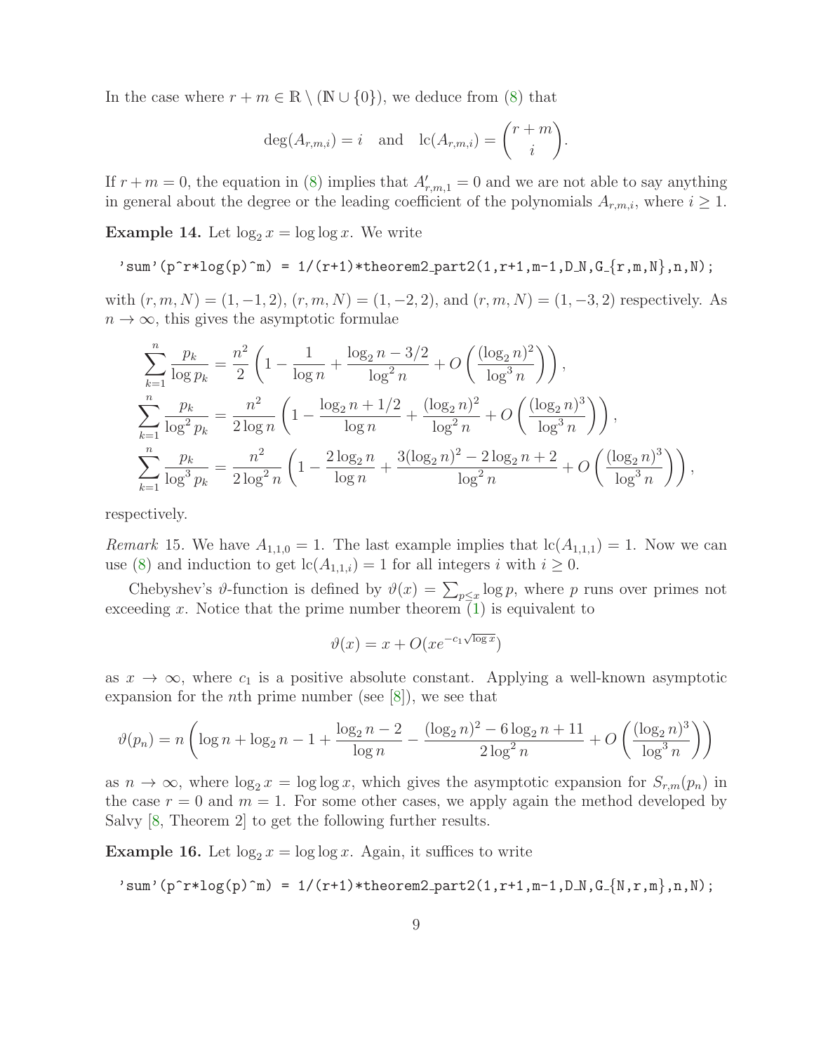In the case where $r + m \in \mathbb{R} \setminus (\mathbb{N} \cup \{0\})$, we deduce from (8) that

$$\deg(A_{r,m,i}) = i \quad \text{and} \quad \operatorname{lc}(A_{r,m,i}) = \binom{r+m}{i}.$$

If $r + m = 0$, the equation in (8) implies that $A'_{r,m,1} = 0$ and we are not able to say anything in general about the degree or the leading coefficient of the polynomials $A_{r,m,i}$, where $i \geq 1$.

**Example 14.** Let $\log_2 x = \log\log x$. We write

```
'sum'(p^r*log(p)^m) = 1/(r+1)*theorem2_part2(1,r+1,m-1,D_N,G_{r,m,N},n,N);
```

with $(r, m, N) = (1, -1, 2)$, $(r, m, N) = (1, -2, 2)$, and $(r, m, N) = (1, -3, 2)$ respectively. As $n \to \infty$, this gives the asymptotic formulae

$$\sum_{k=1}^{n} \frac{p_k}{\log p_k} = \frac{n^2}{2}\left(1 - \frac{1}{\log n} + \frac{\log_2 n - 3/2}{\log^2 n} + O\left(\frac{(\log_2 n)^2}{\log^3 n}\right)\right),$$

$$\sum_{k=1}^{n} \frac{p_k}{\log^2 p_k} = \frac{n^2}{2\log n}\left(1 - \frac{\log_2 n + 1/2}{\log n} + \frac{(\log_2 n)^2}{\log^2 n} + O\left(\frac{(\log_2 n)^3}{\log^3 n}\right)\right),$$

$$\sum_{k=1}^{n} \frac{p_k}{\log^3 p_k} = \frac{n^2}{2\log^2 n}\left(1 - \frac{2\log_2 n}{\log n} + \frac{3(\log_2 n)^2 - 2\log_2 n + 2}{\log^2 n} + O\left(\frac{(\log_2 n)^3}{\log^3 n}\right)\right),$$

respectively.

*Remark* 15. We have $A_{1,1,0} = 1$. The last example implies that $\operatorname{lc}(A_{1,1,1}) = 1$. Now we can use (8) and induction to get $\operatorname{lc}(A_{1,1,i}) = 1$ for all integers $i$ with $i \geq 0$.

Chebyshev's $\vartheta$-function is defined by $\vartheta(x) = \sum_{p \leq x} \log p$, where $p$ runs over primes not exceeding $x$. Notice that the prime number theorem (1) is equivalent to

$$\vartheta(x) = x + O(xe^{-c_1\sqrt{\log x}})$$

as $x \to \infty$, where $c_1$ is a positive absolute constant. Applying a well-known asymptotic expansion for the $n$th prime number (see [8]), we see that

$$\vartheta(p_n) = n\left(\log n + \log_2 n - 1 + \frac{\log_2 n - 2}{\log n} - \frac{(\log_2 n)^2 - 6\log_2 n + 11}{2\log^2 n} + O\left(\frac{(\log_2 n)^3}{\log^3 n}\right)\right)$$

as $n \to \infty$, where $\log_2 x = \log\log x$, which gives the asymptotic expansion for $S_{r,m}(p_n)$ in the case $r = 0$ and $m = 1$. For some other cases, we apply again the method developed by Salvy [8, Theorem 2] to get the following further results.

**Example 16.** Let $\log_2 x = \log\log x$. Again, it suffices to write

```
'sum'(p^r*log(p)^m) = 1/(r+1)*theorem2_part2(1,r+1,m-1,D_N,G_{N,r,m},n,N);
```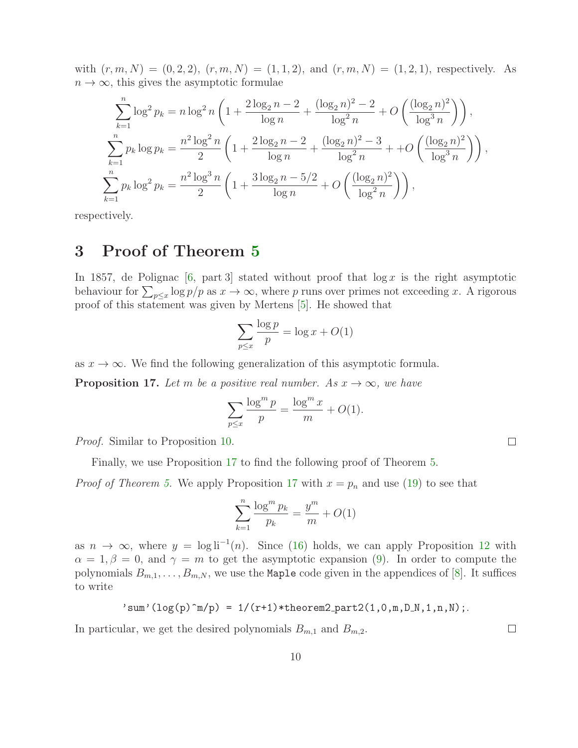with $(r, m, N) = (0, 2, 2)$, $(r, m, N) = (1, 1, 2)$, and $(r, m, N) = (1, 2, 1)$, respectively. As $n \to \infty$, this gives the asymptotic formulae

$$\sum_{k=1}^{n} \log^2 p_k = n \log^2 n \left(1 + \frac{2\log_2 n - 2}{\log n} + \frac{(\log_2 n)^2 - 2}{\log^2 n} + O\left(\frac{(\log_2 n)^2}{\log^3 n}\right)\right),$$

$$\sum_{k=1}^{n} p_k \log p_k = \frac{n^2 \log^2 n}{2} \left(1 + \frac{2\log_2 n - 2}{\log n} + \frac{(\log_2 n)^2 - 3}{\log^2 n} + + O\left(\frac{(\log_2 n)^2}{\log^3 n}\right)\right),$$

$$\sum_{k=1}^{n} p_k \log^2 p_k = \frac{n^2 \log^3 n}{2} \left(1 + \frac{3\log_2 n - 5/2}{\log n} + O\left(\frac{(\log_2 n)^2}{\log^2 n}\right)\right),$$

respectively.

# 3 Proof of Theorem 5

In 1857, de Polignac [6, part 3] stated without proof that $\log x$ is the right asymptotic behaviour for $\sum_{p \leq x} \log p/p$ as $x \to \infty$, where $p$ runs over primes not exceeding $x$. A rigorous proof of this statement was given by Mertens [5]. He showed that

$$\sum_{p \leq x} \frac{\log p}{p} = \log x + O(1)$$

as $x \to \infty$. We find the following generalization of this asymptotic formula.

**Proposition 17.** *Let $m$ be a positive real number. As $x \to \infty$, we have*

$$\sum_{p \leq x} \frac{\log^m p}{p} = \frac{\log^m x}{m} + O(1).$$

*Proof.* Similar to Proposition 10. □

Finally, we use Proposition 17 to find the following proof of Theorem 5.

*Proof of Theorem 5.* We apply Proposition 17 with $x = p_n$ and use (19) to see that

$$\sum_{k=1}^{n} \frac{\log^m p_k}{p_k} = \frac{y^m}{m} + O(1)$$

as $n \to \infty$, where $y = \log \mathrm{li}^{-1}(n)$. Since (16) holds, we can apply Proposition 12 with $\alpha = 1, \beta = 0$, and $\gamma = m$ to get the asymptotic expansion (9). In order to compute the polynomials $B_{m,1}, \ldots, B_{m,N}$, we use the `Maple` code given in the appendices of [8]. It suffices to write

```
'sum'(log(p)^m/p) = 1/(r+1)*theorem2_part2(1,0,m,D_N,1,n,N);.
```

In particular, we get the desired polynomials $B_{m,1}$ and $B_{m,2}$. □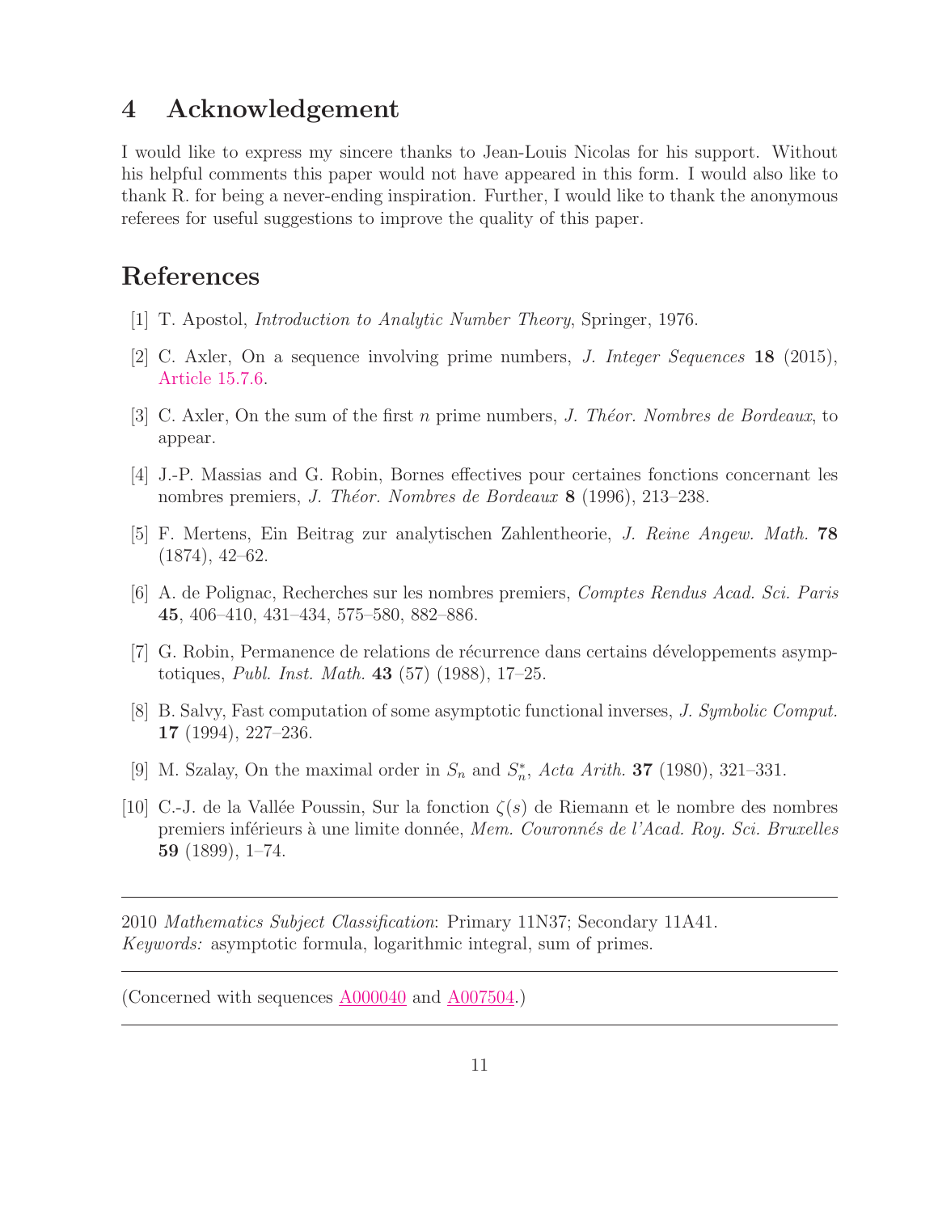## 4 Acknowledgement

I would like to express my sincere thanks to Jean-Louis Nicolas for his support. Without his helpful comments this paper would not have appeared in this form. I would also like to thank R. for being a never-ending inspiration. Further, I would like to thank the anonymous referees for useful suggestions to improve the quality of this paper.

## References

[1] T. Apostol, *Introduction to Analytic Number Theory*, Springer, 1976.

[2] C. Axler, On a sequence involving prime numbers, *J. Integer Sequences* **18** (2015), Article 15.7.6.

[3] C. Axler, On the sum of the first $n$ prime numbers, *J. Théor. Nombres de Bordeaux*, to appear.

[4] J.-P. Massias and G. Robin, Bornes effectives pour certaines fonctions concernant les nombres premiers, *J. Théor. Nombres de Bordeaux* **8** (1996), 213–238.

[5] F. Mertens, Ein Beitrag zur analytischen Zahlentheorie, *J. Reine Angew. Math.* **78** (1874), 42–62.

[6] A. de Polignac, Recherches sur les nombres premiers, *Comptes Rendus Acad. Sci. Paris* **45**, 406–410, 431–434, 575–580, 882–886.

[7] G. Robin, Permanence de relations de récurrence dans certains développements asymptotiques, *Publ. Inst. Math.* **43** (57) (1988), 17–25.

[8] B. Salvy, Fast computation of some asymptotic functional inverses, *J. Symbolic Comput.* **17** (1994), 227–236.

[9] M. Szalay, On the maximal order in $S_n$ and $S_n^*$, *Acta Arith.* **37** (1980), 321–331.

[10] C.-J. de la Vallée Poussin, Sur la fonction $\zeta(s)$ de Riemann et le nombre des nombres premiers inférieurs à une limite donnée, *Mem. Couronnés de l'Acad. Roy. Sci. Bruxelles* **59** (1899), 1–74.

---

2010 *Mathematics Subject Classification*: Primary 11N37; Secondary 11A41.
*Keywords:* asymptotic formula, logarithmic integral, sum of primes.

---

(Concerned with sequences A000040 and A007504.)

---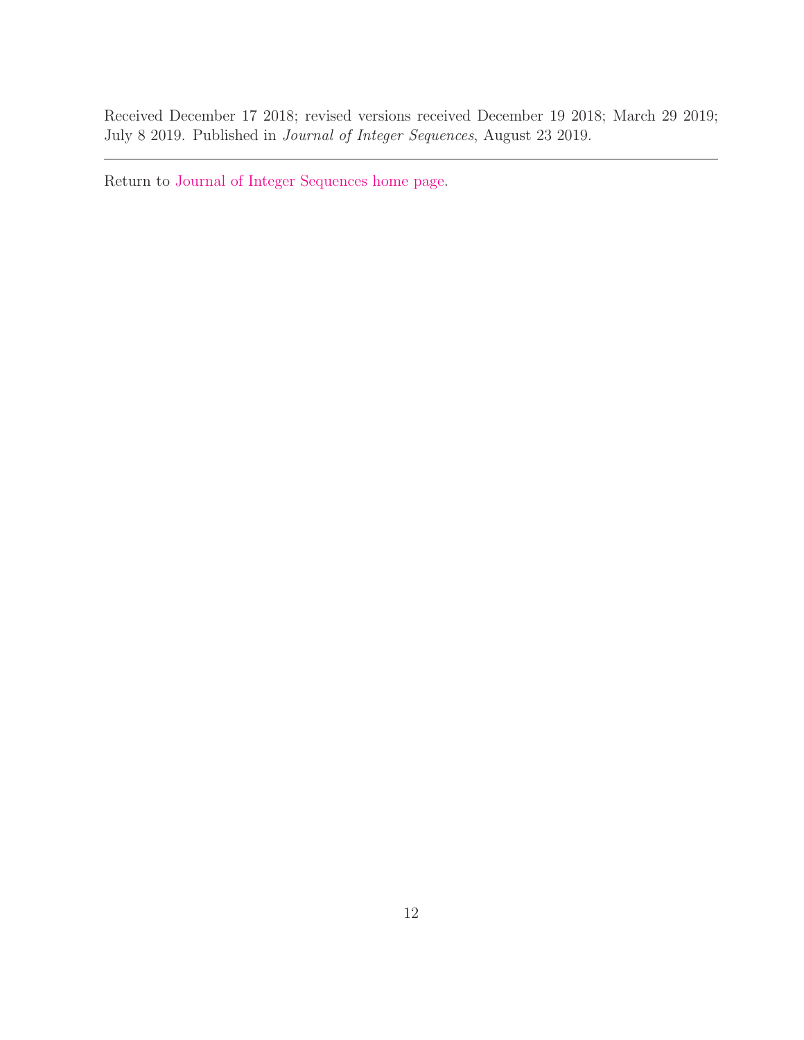Received December 17 2018; revised versions received December 19 2018; March 29 2019; July 8 2019. Published in *Journal of Integer Sequences*, August 23 2019.

---

Return to Journal of Integer Sequences home page.